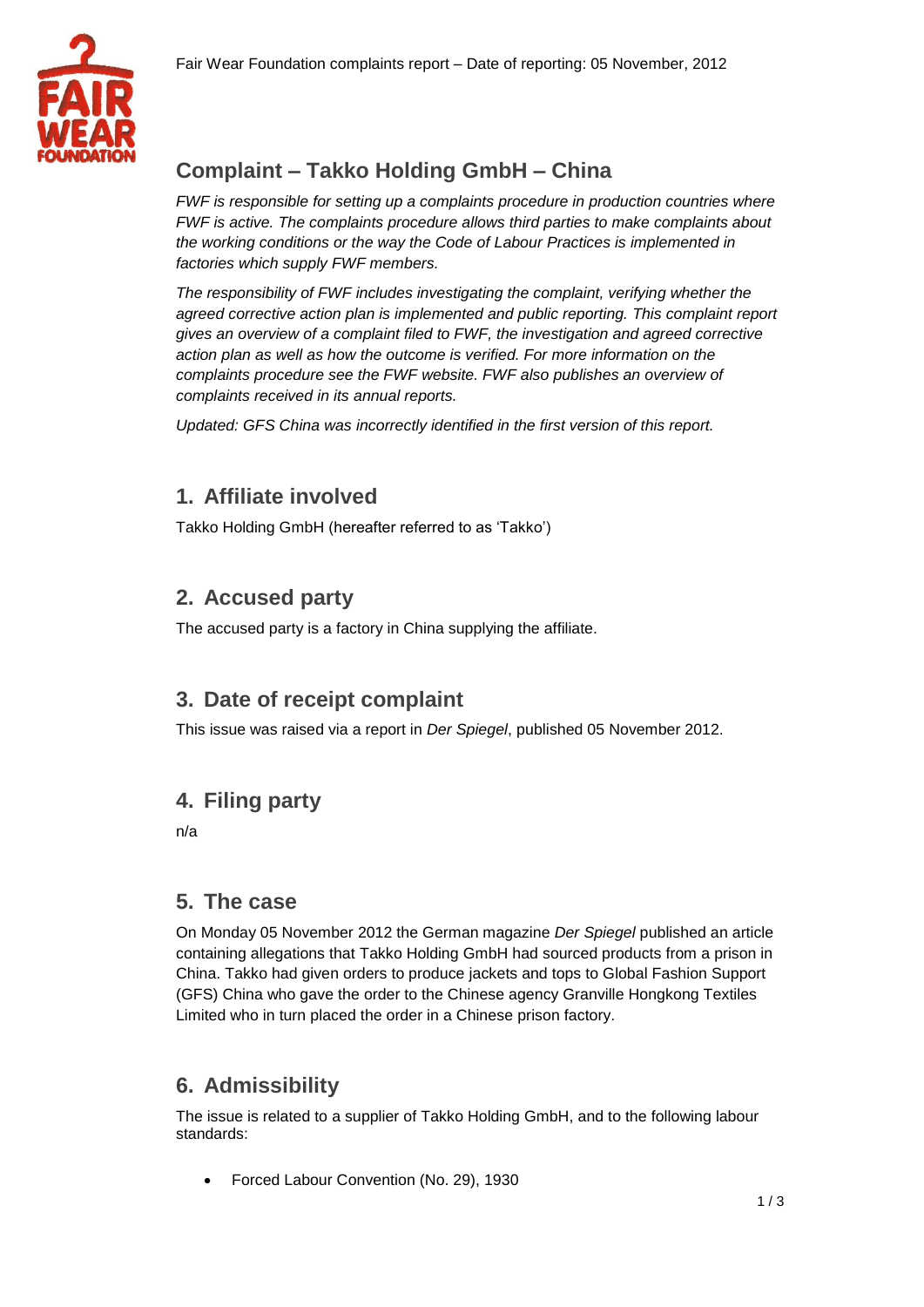Fair Wear Foundation complaints report – Date of reporting: 05 November, 2012

# Complaint – Takko Holding GmbH – China

*FWF is responsible for setting up a complaints procedure in production countries where FWF is active. The complaints procedure allows third parties to make complaints about the working conditions or the way the Code of Labour Practices is implemented in factories which supply FWF members.*

*The responsibility of FWF includes investigating the complaint, verifying whether the agreed corrective action plan is implemented and public reporting. This complaint report gives an overview of a complaint filed to FWF, the investigation and agreed corrective action plan as well as how the outcome is verified. For more information on the complaints procedure see the FWF website. FWF also publishes an overview of complaints received in its annual reports.*

*Updated: GFS China was incorrectly identified in the first version of this report.*

## 1. Affiliate involved

Takko Holding GmbH (hereafter referred to as 'Takko')

## 2. Accused party

The accused party is a factory in China supplying the affiliate.

## 3. Date of receipt complaint

This issue was raised via a report in *Der Spiegel*, published 05 November 2012.

## 4. Filing party

n/a

## 5. The case

On Monday 05 November 2012 the German magazine *Der Spiegel* published an article containing allegations that Takko Holding GmbH had sourced products from a prison in China. Takko had given orders to produce jackets and tops to Global Fashion Support (GFS) China who gave the order to the Chinese agency Granville Hongkong Textiles Limited who in turn placed the order in a Chinese prison factory.

## 6. Admissibility

The issue is related to a supplier of Takko Holding GmbH, and to the following labour standards:

- Forced Labour Convention (No. 29), 1930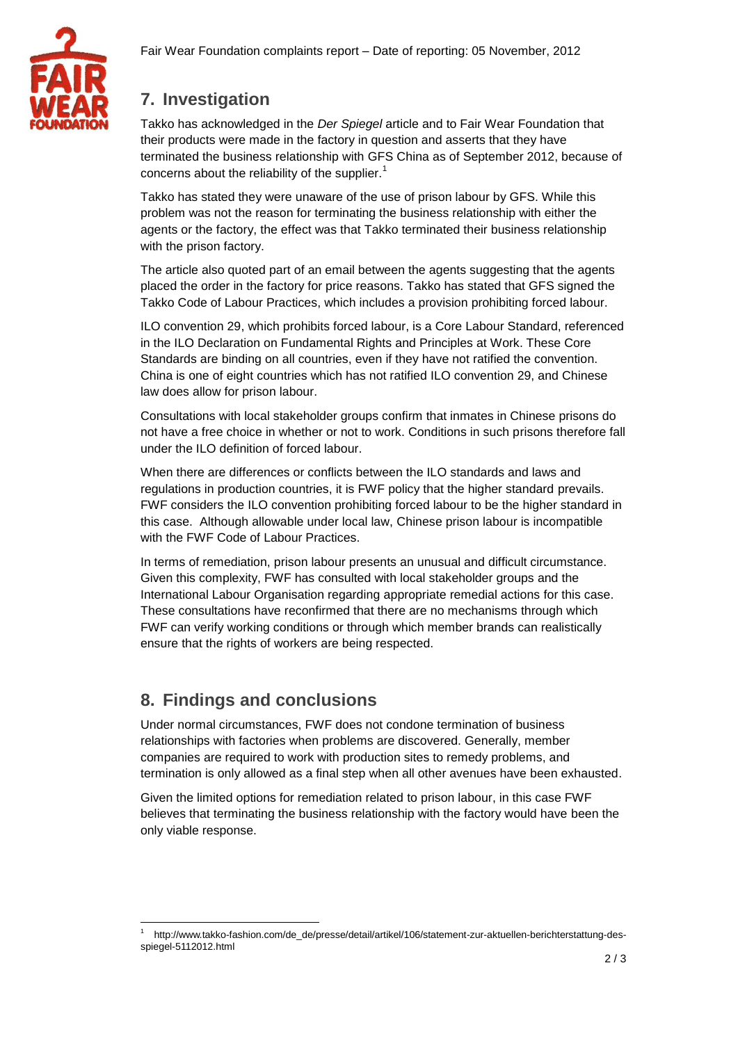## 7. Investigation

Takko has acknowledged in the *Der Spiegel* article and to Fair Wear Foundation that their products were made in the factory in question and asserts that they have terminated the business relationship with GFS China as of September 2012, because of concerns about the reliability of the supplier.[1]

Takko has stated they were unaware of the use of prison labour by GFS. While this problem was not the reason for terminating the business relationship with either the agents or the factory, the effect was that Takko terminated their business relationship with the prison factory.

The article also quoted part of an email between the agents suggesting that the agents placed the order in the factory for price reasons. Takko has stated that GFS signed the Takko Code of Labour Practices, which includes a provision prohibiting forced labour.

ILO convention 29, which prohibits forced labour, is a Core Labour Standard, referenced in the ILO Declaration on Fundamental Rights and Principles at Work. These Core Standards are binding on all countries, even if they have not ratified the convention. China is one of eight countries which has not ratified ILO convention 29, and Chinese law does allow for prison labour.

Consultations with local stakeholder groups confirm that inmates in Chinese prisons do not have a free choice in whether or not to work. Conditions in such prisons therefore fall under the ILO definition of forced labour.

When there are differences or conflicts between the ILO standards and laws and regulations in production countries, it is FWF policy that the higher standard prevails. FWF considers the ILO convention prohibiting forced labour to be the higher standard in this case. Although allowable under local law, Chinese prison labour is incompatible with the FWF Code of Labour Practices.

In terms of remediation, prison labour presents an unusual and difficult circumstance. Given this complexity, FWF has consulted with local stakeholder groups and the International Labour Organisation regarding appropriate remedial actions for this case. These consultations have reconfirmed that there are no mechanisms through which FWF can verify working conditions or through which member brands can realistically ensure that the rights of workers are being respected.

## 8. Findings and conclusions

Under normal circumstances, FWF does not condone termination of business relationships with factories when problems are discovered. Generally, member companies are required to work with production sites to remedy problems, and termination is only allowed as a final step when all other avenues have been exhausted.

Given the limited options for remediation related to prison labour, in this case FWF believes that terminating the business relationship with the factory would have been the only viable response.

[1] http://www.takko-fashion.com/de_de/presse/detail/artikel/106/statement-zur-aktuellen-berichterstattung-des-spiegel-5112012.html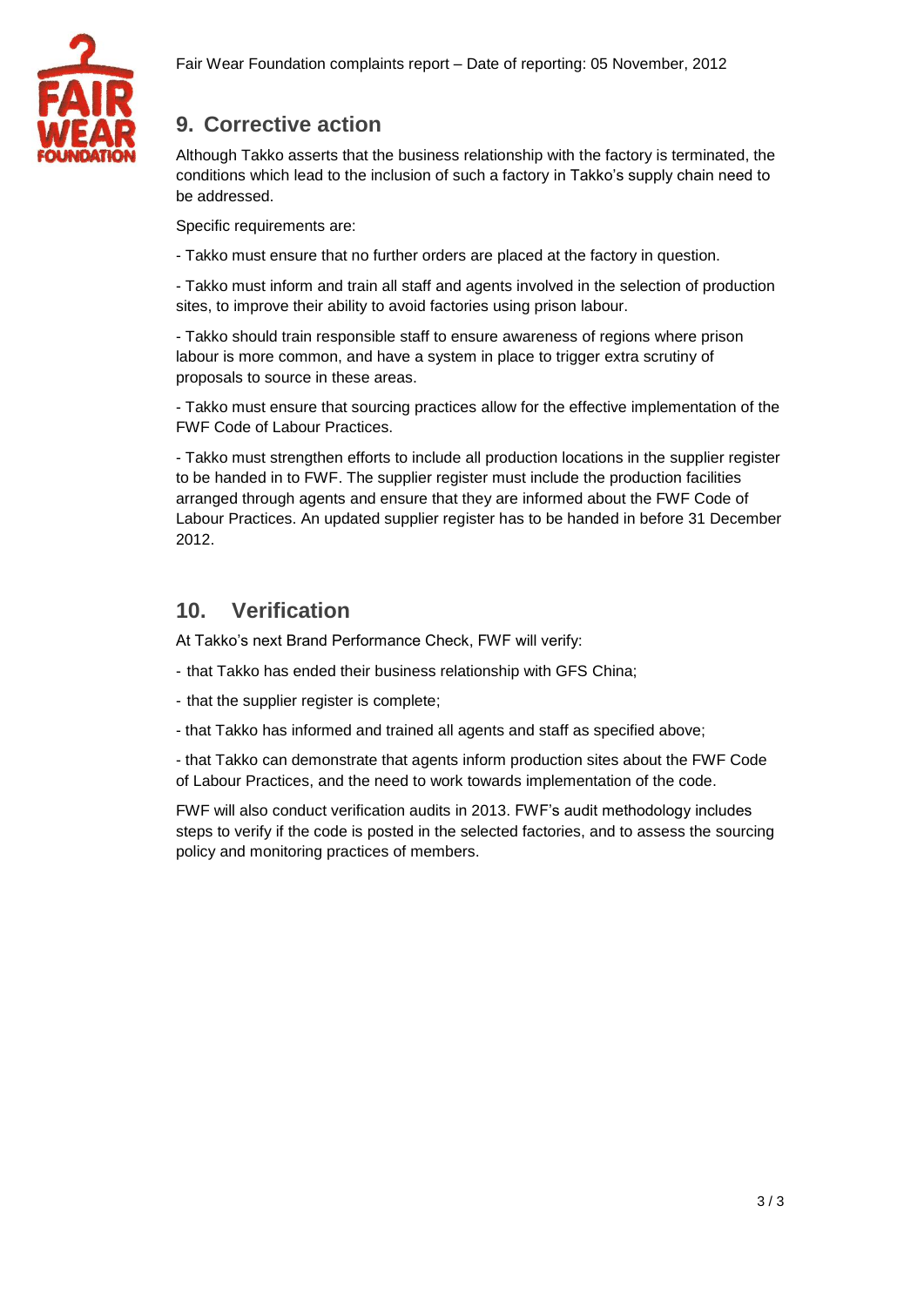## 9. Corrective action

Although Takko asserts that the business relationship with the factory is terminated, the conditions which lead to the inclusion of such a factory in Takko's supply chain need to be addressed.

Specific requirements are:

- Takko must ensure that no further orders are placed at the factory in question.

- Takko must inform and train all staff and agents involved in the selection of production sites, to improve their ability to avoid factories using prison labour.

- Takko should train responsible staff to ensure awareness of regions where prison labour is more common, and have a system in place to trigger extra scrutiny of proposals to source in these areas.

- Takko must ensure that sourcing practices allow for the effective implementation of the FWF Code of Labour Practices.

- Takko must strengthen efforts to include all production locations in the supplier register to be handed in to FWF. The supplier register must include the production facilities arranged through agents and ensure that they are informed about the FWF Code of Labour Practices. An updated supplier register has to be handed in before 31 December 2012.

## 10. Verification

At Takko's next Brand Performance Check, FWF will verify:

- that Takko has ended their business relationship with GFS China;

- that the supplier register is complete;

- that Takko has informed and trained all agents and staff as specified above;

- that Takko can demonstrate that agents inform production sites about the FWF Code of Labour Practices, and the need to work towards implementation of the code.

FWF will also conduct verification audits in 2013. FWF's audit methodology includes steps to verify if the code is posted in the selected factories, and to assess the sourcing policy and monitoring practices of members.